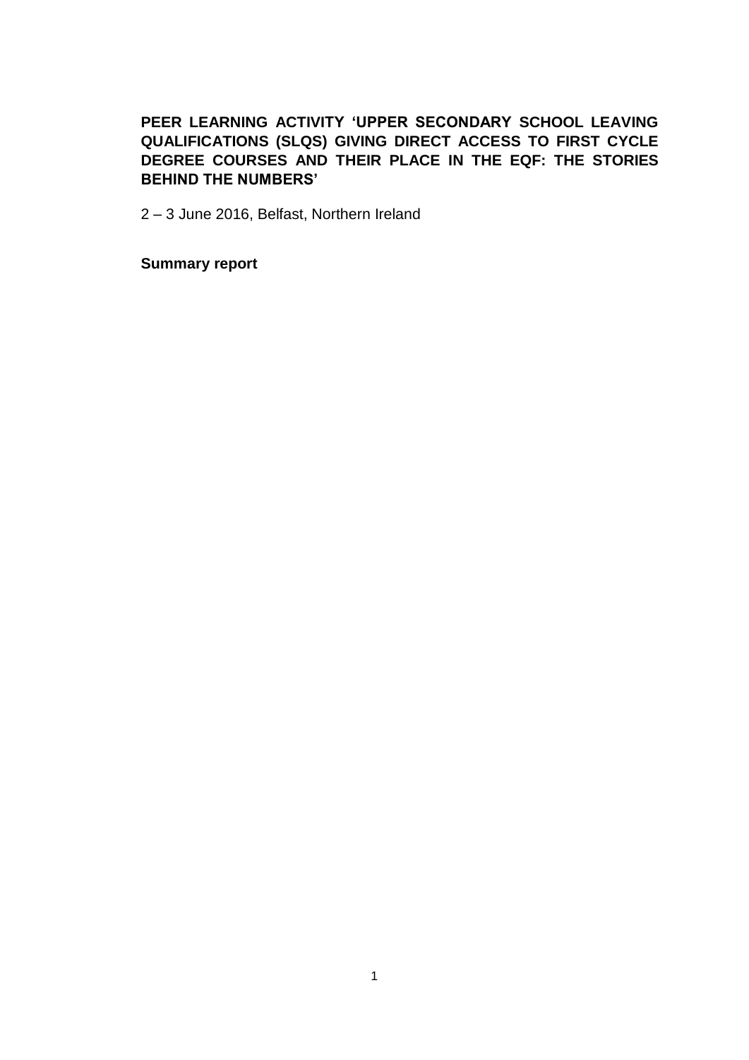# PEER LEARNING ACTIVITY 'UPPER SECONDARY SCHOOL LEAVING QUALIFICATIONS (SLQS) GIVING DIRECT ACCESS TO FIRST CYCLE DEGREE COURSES AND THEIR PLACE IN THE EQF: THE STORIES BEHIND THE NUMBERS'

2 – 3 June 2016, Belfast, Northern Ireland

**Summary report**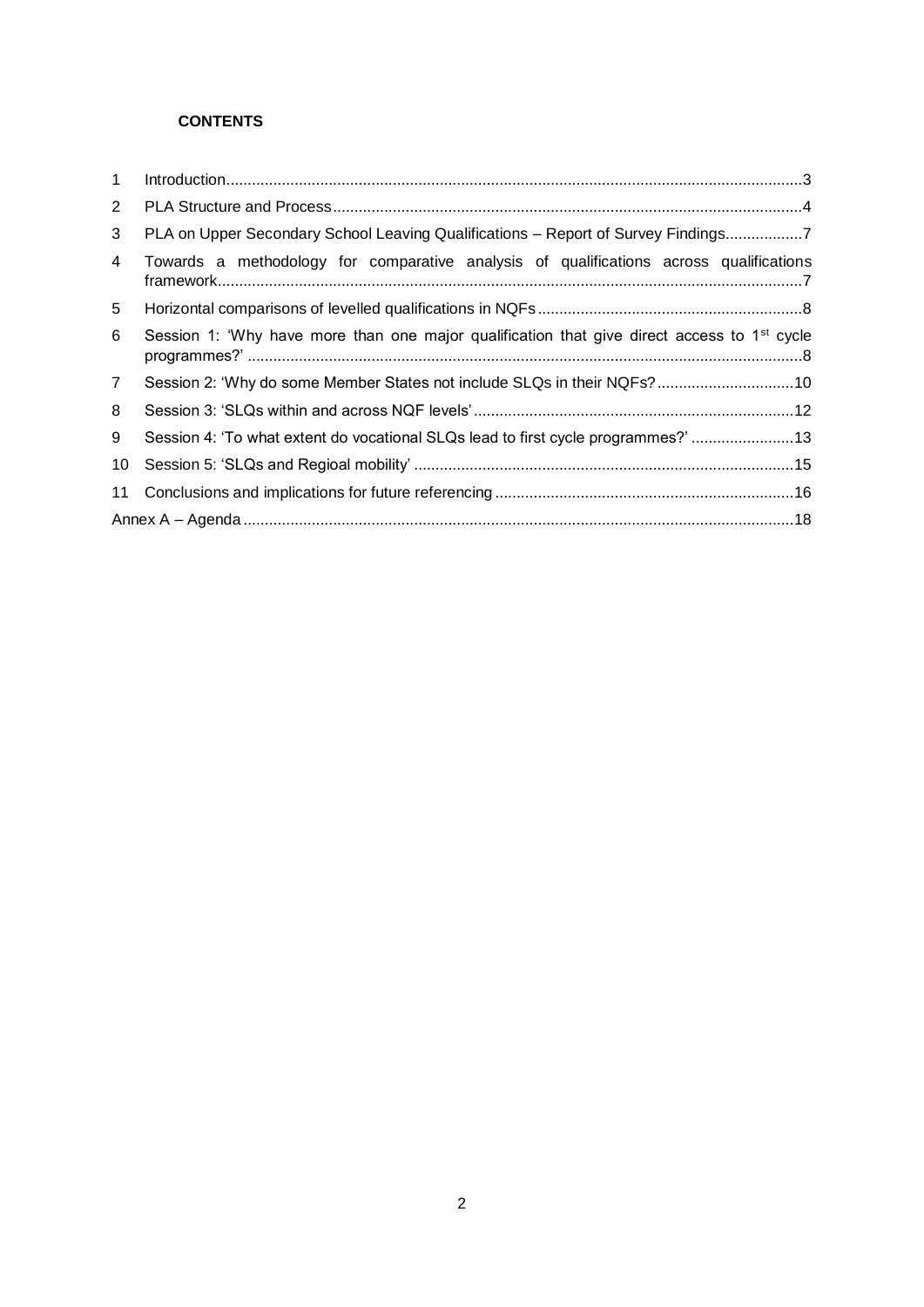**CONTENTS**

| | | |
|---|---|---|
| 1 | Introduction | 3 |
| 2 | PLA Structure and Process | 4 |
| 3 | PLA on Upper Secondary School Leaving Qualifications – Report of Survey Findings | 7 |
| 4 | Towards a methodology for comparative analysis of qualifications across qualifications framework | 7 |
| 5 | Horizontal comparisons of levelled qualifications in NQFs | 8 |
| 6 | Session 1: 'Why have more than one major qualification that give direct access to 1st cycle programmes?' | 8 |
| 7 | Session 2: 'Why do some Member States not include SLQs in their NQFs? | 10 |
| 8 | Session 3: 'SLQs within and across NQF levels' | 12 |
| 9 | Session 4: 'To what extent do vocational SLQs lead to first cycle programmes?' | 13 |
| 10 | Session 5: 'SLQs and Regioal mobility' | 15 |
| 11 | Conclusions and implications for future referencing | 16 |
| | Annex A – Agenda | 18 |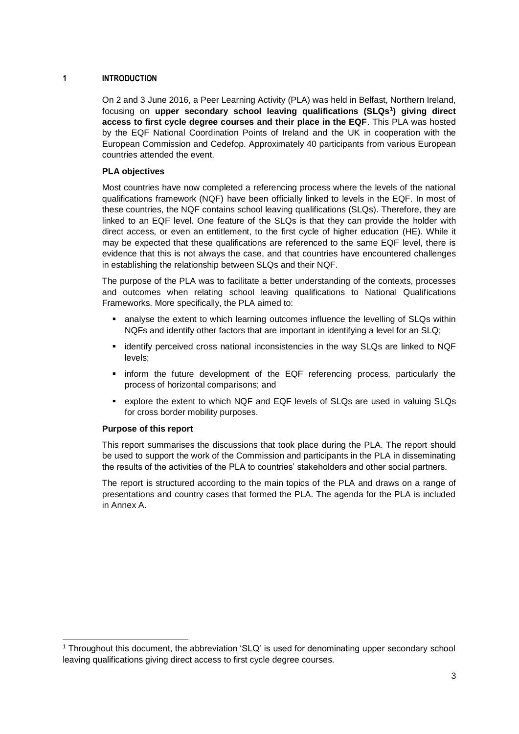# 1 INTRODUCTION

On 2 and 3 June 2016, a Peer Learning Activity (PLA) was held in Belfast, Northern Ireland, focusing on **upper secondary school leaving qualifications (SLQs[1]) giving direct access to first cycle degree courses and their place in the EQF**. This PLA was hosted by the EQF National Coordination Points of Ireland and the UK in cooperation with the European Commission and Cedefop. Approximately 40 participants from various European countries attended the event.

**PLA objectives**

Most countries have now completed a referencing process where the levels of the national qualifications framework (NQF) have been officially linked to levels in the EQF. In most of these countries, the NQF contains school leaving qualifications (SLQs). Therefore, they are linked to an EQF level. One feature of the SLQs is that they can provide the holder with direct access, or even an entitlement, to the first cycle of higher education (HE). While it may be expected that these qualifications are referenced to the same EQF level, there is evidence that this is not always the case, and that countries have encountered challenges in establishing the relationship between SLQs and their NQF.

The purpose of the PLA was to facilitate a better understanding of the contexts, processes and outcomes when relating school leaving qualifications to National Qualifications Frameworks. More specifically, the PLA aimed to:

- analyse the extent to which learning outcomes influence the levelling of SLQs within NQFs and identify other factors that are important in identifying a level for an SLQ;
- identify perceived cross national inconsistencies in the way SLQs are linked to NQF levels;
- inform the future development of the EQF referencing process, particularly the process of horizontal comparisons; and
- explore the extent to which NQF and EQF levels of SLQs are used in valuing SLQs for cross border mobility purposes.

**Purpose of this report**

This report summarises the discussions that took place during the PLA. The report should be used to support the work of the Commission and participants in the PLA in disseminating the results of the activities of the PLA to countries' stakeholders and other social partners.

The report is structured according to the main topics of the PLA and draws on a range of presentations and country cases that formed the PLA. The agenda for the PLA is included in Annex A.

---

[1] Throughout this document, the abbreviation 'SLQ' is used for denominating upper secondary school leaving qualifications giving direct access to first cycle degree courses.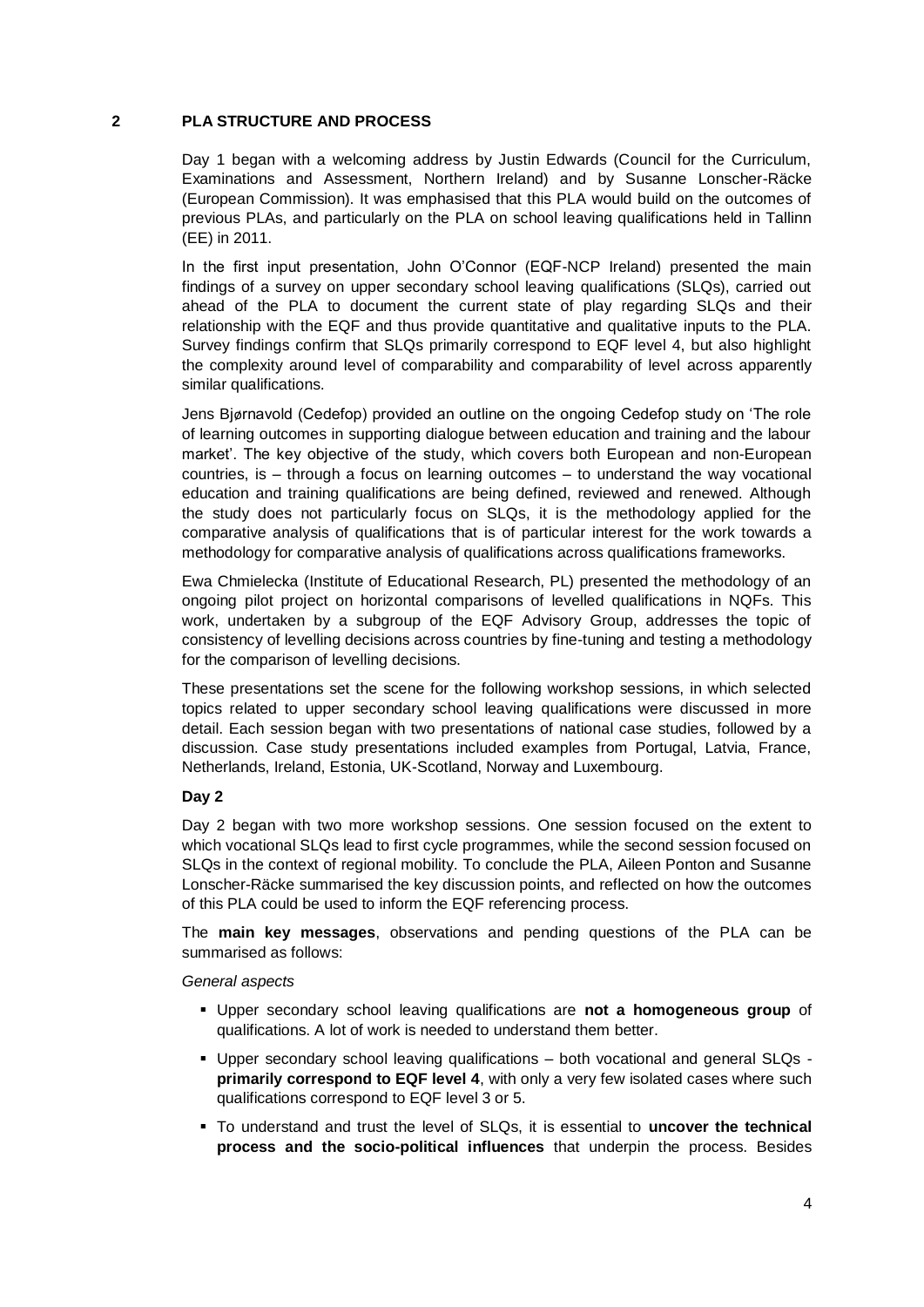## 2 PLA STRUCTURE AND PROCESS

Day 1 began with a welcoming address by Justin Edwards (Council for the Curriculum, Examinations and Assessment, Northern Ireland) and by Susanne Lonscher-Räcke (European Commission). It was emphasised that this PLA would build on the outcomes of previous PLAs, and particularly on the PLA on school leaving qualifications held in Tallinn (EE) in 2011.

In the first input presentation, John O'Connor (EQF-NCP Ireland) presented the main findings of a survey on upper secondary school leaving qualifications (SLQs), carried out ahead of the PLA to document the current state of play regarding SLQs and their relationship with the EQF and thus provide quantitative and qualitative inputs to the PLA. Survey findings confirm that SLQs primarily correspond to EQF level 4, but also highlight the complexity around level of comparability and comparability of level across apparently similar qualifications.

Jens Bjørnavold (Cedefop) provided an outline on the ongoing Cedefop study on 'The role of learning outcomes in supporting dialogue between education and training and the labour market'. The key objective of the study, which covers both European and non-European countries, is – through a focus on learning outcomes – to understand the way vocational education and training qualifications are being defined, reviewed and renewed. Although the study does not particularly focus on SLQs, it is the methodology applied for the comparative analysis of qualifications that is of particular interest for the work towards a methodology for comparative analysis of qualifications across qualifications frameworks.

Ewa Chmielecka (Institute of Educational Research, PL) presented the methodology of an ongoing pilot project on horizontal comparisons of levelled qualifications in NQFs. This work, undertaken by a subgroup of the EQF Advisory Group, addresses the topic of consistency of levelling decisions across countries by fine-tuning and testing a methodology for the comparison of levelling decisions.

These presentations set the scene for the following workshop sessions, in which selected topics related to upper secondary school leaving qualifications were discussed in more detail. Each session began with two presentations of national case studies, followed by a discussion. Case study presentations included examples from Portugal, Latvia, France, Netherlands, Ireland, Estonia, UK-Scotland, Norway and Luxembourg.

**Day 2**

Day 2 began with two more workshop sessions. One session focused on the extent to which vocational SLQs lead to first cycle programmes, while the second session focused on SLQs in the context of regional mobility. To conclude the PLA, Aileen Ponton and Susanne Lonscher-Räcke summarised the key discussion points, and reflected on how the outcomes of this PLA could be used to inform the EQF referencing process.

The **main key messages**, observations and pending questions of the PLA can be summarised as follows:

*General aspects*

- Upper secondary school leaving qualifications are **not a homogeneous group** of qualifications. A lot of work is needed to understand them better.
- Upper secondary school leaving qualifications – both vocational and general SLQs - **primarily correspond to EQF level 4**, with only a very few isolated cases where such qualifications correspond to EQF level 3 or 5.
- To understand and trust the level of SLQs, it is essential to **uncover the technical process and the socio-political influences** that underpin the process. Besides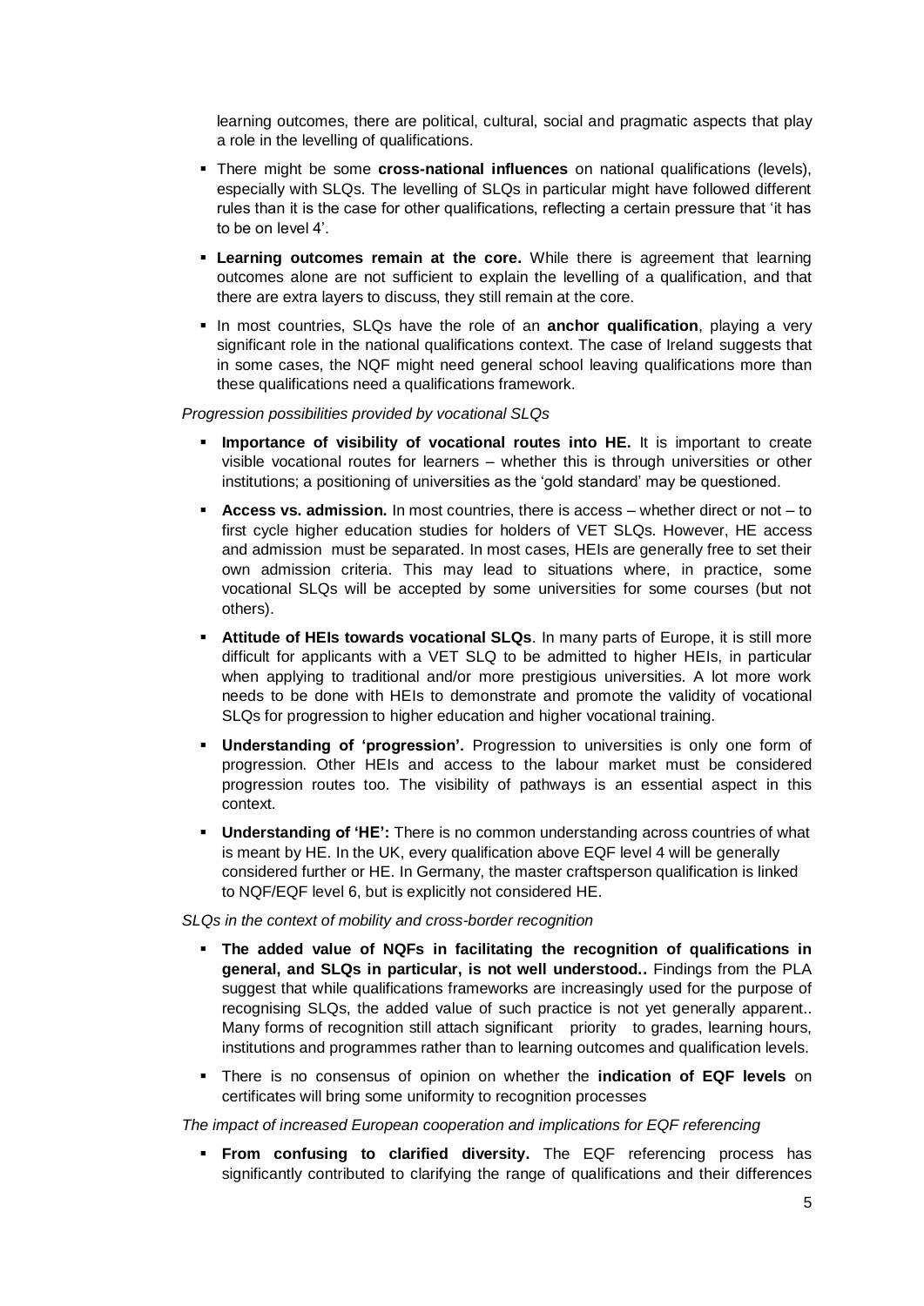learning outcomes, there are political, cultural, social and pragmatic aspects that play a role in the levelling of qualifications.

- There might be some **cross-national influences** on national qualifications (levels), especially with SLQs. The levelling of SLQs in particular might have followed different rules than it is the case for other qualifications, reflecting a certain pressure that 'it has to be on level 4'.
- **Learning outcomes remain at the core.** While there is agreement that learning outcomes alone are not sufficient to explain the levelling of a qualification, and that there are extra layers to discuss, they still remain at the core.
- In most countries, SLQs have the role of an **anchor qualification**, playing a very significant role in the national qualifications context. The case of Ireland suggests that in some cases, the NQF might need general school leaving qualifications more than these qualifications need a qualifications framework.

*Progression possibilities provided by vocational SLQs*

- **Importance of visibility of vocational routes into HE.** It is important to create visible vocational routes for learners – whether this is through universities or other institutions; a positioning of universities as the 'gold standard' may be questioned.
- **Access vs. admission.** In most countries, there is access – whether direct or not – to first cycle higher education studies for holders of VET SLQs. However, HE access and admission must be separated. In most cases, HEIs are generally free to set their own admission criteria. This may lead to situations where, in practice, some vocational SLQs will be accepted by some universities for some courses (but not others).
- **Attitude of HEIs towards vocational SLQs**. In many parts of Europe, it is still more difficult for applicants with a VET SLQ to be admitted to higher HEIs, in particular when applying to traditional and/or more prestigious universities. A lot more work needs to be done with HEIs to demonstrate and promote the validity of vocational SLQs for progression to higher education and higher vocational training.
- **Understanding of 'progression'.** Progression to universities is only one form of progression. Other HEIs and access to the labour market must be considered progression routes too. The visibility of pathways is an essential aspect in this context.
- **Understanding of 'HE':** There is no common understanding across countries of what is meant by HE. In the UK, every qualification above EQF level 4 will be generally considered further or HE. In Germany, the master craftsperson qualification is linked to NQF/EQF level 6, but is explicitly not considered HE.

*SLQs in the context of mobility and cross-border recognition*

- **The added value of NQFs in facilitating the recognition of qualifications in general, and SLQs in particular, is not well understood..** Findings from the PLA suggest that while qualifications frameworks are increasingly used for the purpose of recognising SLQs, the added value of such practice is not yet generally apparent.. Many forms of recognition still attach significant priority to grades, learning hours, institutions and programmes rather than to learning outcomes and qualification levels.
- There is no consensus of opinion on whether the **indication of EQF levels** on certificates will bring some uniformity to recognition processes

*The impact of increased European cooperation and implications for EQF referencing*

- **From confusing to clarified diversity.** The EQF referencing process has significantly contributed to clarifying the range of qualifications and their differences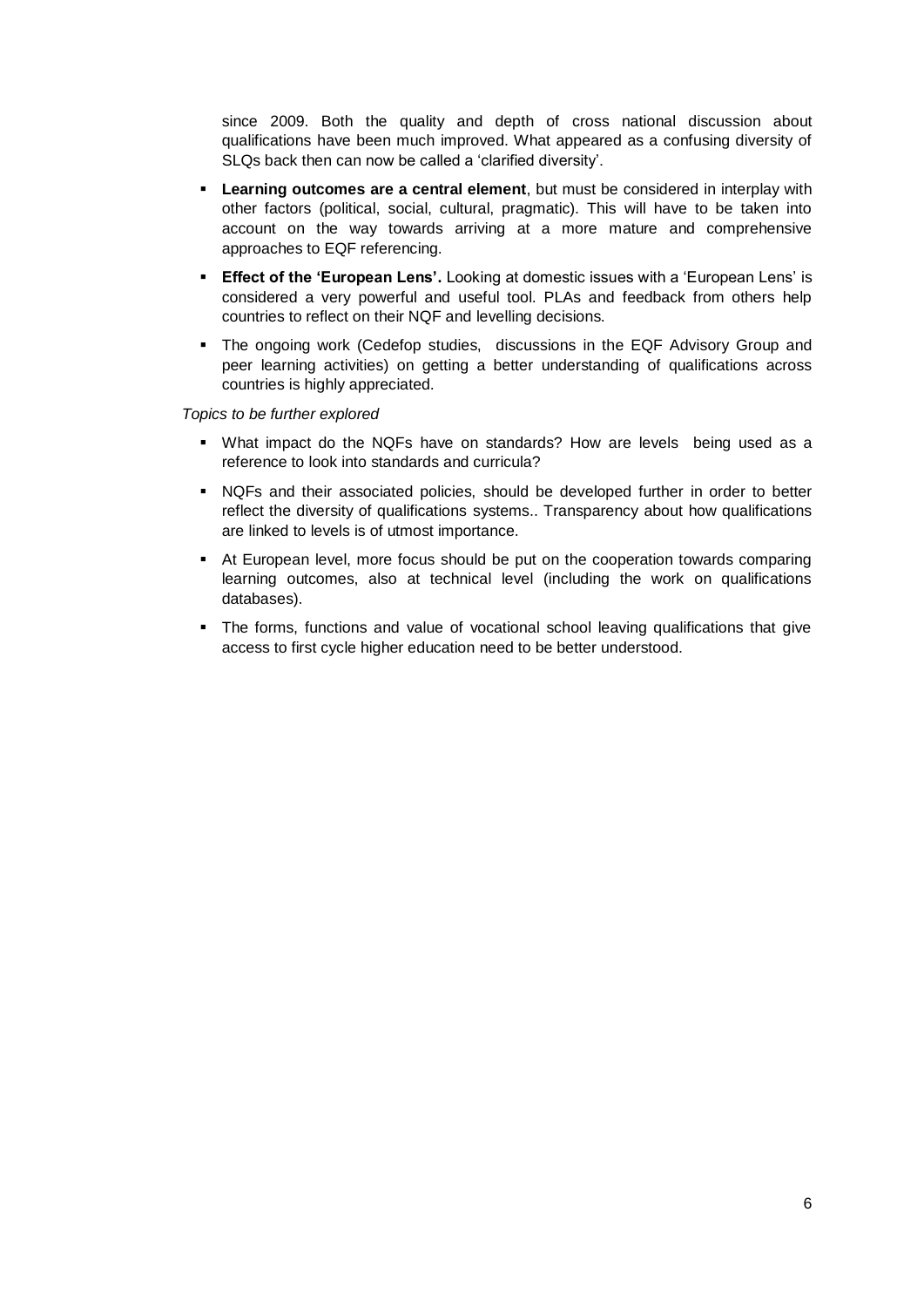since 2009. Both the quality and depth of cross national discussion about qualifications have been much improved. What appeared as a confusing diversity of SLQs back then can now be called a 'clarified diversity'.

- **Learning outcomes are a central element**, but must be considered in interplay with other factors (political, social, cultural, pragmatic). This will have to be taken into account on the way towards arriving at a more mature and comprehensive approaches to EQF referencing.
- **Effect of the 'European Lens'.** Looking at domestic issues with a 'European Lens' is considered a very powerful and useful tool. PLAs and feedback from others help countries to reflect on their NQF and levelling decisions.
- The ongoing work (Cedefop studies, discussions in the EQF Advisory Group and peer learning activities) on getting a better understanding of qualifications across countries is highly appreciated.

*Topics to be further explored*

- What impact do the NQFs have on standards? How are levels being used as a reference to look into standards and curricula?
- NQFs and their associated policies, should be developed further in order to better reflect the diversity of qualifications systems.. Transparency about how qualifications are linked to levels is of utmost importance.
- At European level, more focus should be put on the cooperation towards comparing learning outcomes, also at technical level (including the work on qualifications databases).
- The forms, functions and value of vocational school leaving qualifications that give access to first cycle higher education need to be better understood.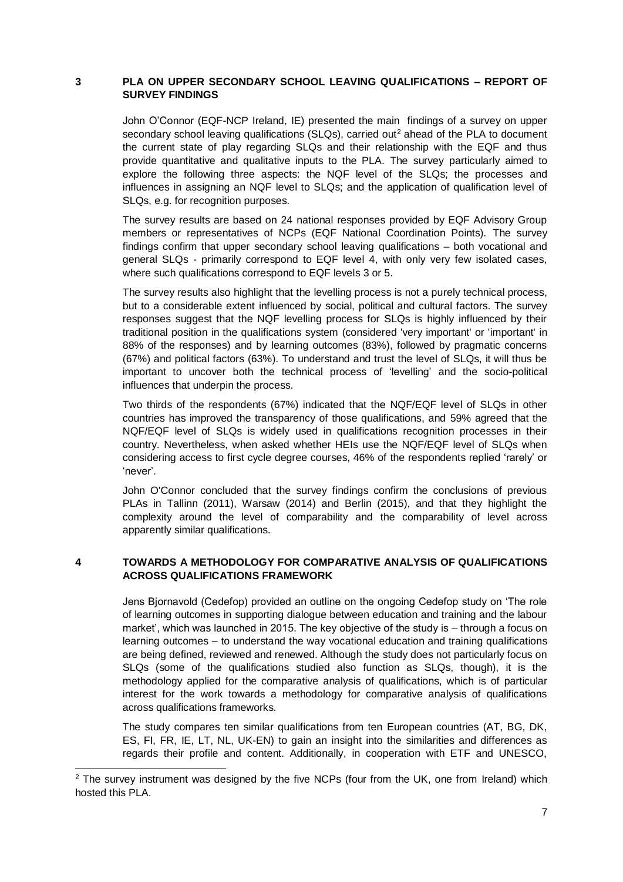## 3 PLA ON UPPER SECONDARY SCHOOL LEAVING QUALIFICATIONS – REPORT OF SURVEY FINDINGS

John O'Connor (EQF-NCP Ireland, IE) presented the main findings of a survey on upper secondary school leaving qualifications (SLQs), carried out[2] ahead of the PLA to document the current state of play regarding SLQs and their relationship with the EQF and thus provide quantitative and qualitative inputs to the PLA. The survey particularly aimed to explore the following three aspects: the NQF level of the SLQs; the processes and influences in assigning an NQF level to SLQs; and the application of qualification level of SLQs, e.g. for recognition purposes.

The survey results are based on 24 national responses provided by EQF Advisory Group members or representatives of NCPs (EQF National Coordination Points). The survey findings confirm that upper secondary school leaving qualifications – both vocational and general SLQs - primarily correspond to EQF level 4, with only very few isolated cases, where such qualifications correspond to EQF levels 3 or 5.

The survey results also highlight that the levelling process is not a purely technical process, but to a considerable extent influenced by social, political and cultural factors. The survey responses suggest that the NQF levelling process for SLQs is highly influenced by their traditional position in the qualifications system (considered 'very important' or 'important' in 88% of the responses) and by learning outcomes (83%), followed by pragmatic concerns (67%) and political factors (63%). To understand and trust the level of SLQs, it will thus be important to uncover both the technical process of 'levelling' and the socio-political influences that underpin the process.

Two thirds of the respondents (67%) indicated that the NQF/EQF level of SLQs in other countries has improved the transparency of those qualifications, and 59% agreed that the NQF/EQF level of SLQs is widely used in qualifications recognition processes in their country. Nevertheless, when asked whether HEIs use the NQF/EQF level of SLQs when considering access to first cycle degree courses, 46% of the respondents replied 'rarely' or 'never'.

John O'Connor concluded that the survey findings confirm the conclusions of previous PLAs in Tallinn (2011), Warsaw (2014) and Berlin (2015), and that they highlight the complexity around the level of comparability and the comparability of level across apparently similar qualifications.

## 4 TOWARDS A METHODOLOGY FOR COMPARATIVE ANALYSIS OF QUALIFICATIONS ACROSS QUALIFICATIONS FRAMEWORK

Jens Bjornavold (Cedefop) provided an outline on the ongoing Cedefop study on 'The role of learning outcomes in supporting dialogue between education and training and the labour market', which was launched in 2015. The key objective of the study is – through a focus on learning outcomes – to understand the way vocational education and training qualifications are being defined, reviewed and renewed. Although the study does not particularly focus on SLQs (some of the qualifications studied also function as SLQs, though), it is the methodology applied for the comparative analysis of qualifications, which is of particular interest for the work towards a methodology for comparative analysis of qualifications across qualifications frameworks.

The study compares ten similar qualifications from ten European countries (AT, BG, DK, ES, FI, FR, IE, LT, NL, UK-EN) to gain an insight into the similarities and differences as regards their profile and content. Additionally, in cooperation with ETF and UNESCO,

---

[2] The survey instrument was designed by the five NCPs (four from the UK, one from Ireland) which hosted this PLA.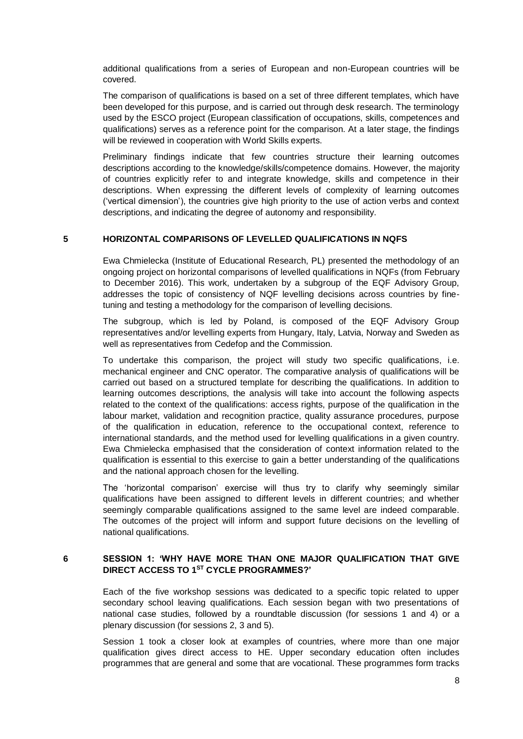additional qualifications from a series of European and non-European countries will be covered.

The comparison of qualifications is based on a set of three different templates, which have been developed for this purpose, and is carried out through desk research. The terminology used by the ESCO project (European classification of occupations, skills, competences and qualifications) serves as a reference point for the comparison. At a later stage, the findings will be reviewed in cooperation with World Skills experts.

Preliminary findings indicate that few countries structure their learning outcomes descriptions according to the knowledge/skills/competence domains. However, the majority of countries explicitly refer to and integrate knowledge, skills and competence in their descriptions. When expressing the different levels of complexity of learning outcomes ('vertical dimension'), the countries give high priority to the use of action verbs and context descriptions, and indicating the degree of autonomy and responsibility.

## 5 HORIZONTAL COMPARISONS OF LEVELLED QUALIFICATIONS IN NQFS

Ewa Chmielecka (Institute of Educational Research, PL) presented the methodology of an ongoing project on horizontal comparisons of levelled qualifications in NQFs (from February to December 2016). This work, undertaken by a subgroup of the EQF Advisory Group, addresses the topic of consistency of NQF levelling decisions across countries by fine-tuning and testing a methodology for the comparison of levelling decisions.

The subgroup, which is led by Poland, is composed of the EQF Advisory Group representatives and/or levelling experts from Hungary, Italy, Latvia, Norway and Sweden as well as representatives from Cedefop and the Commission.

To undertake this comparison, the project will study two specific qualifications, i.e. mechanical engineer and CNC operator. The comparative analysis of qualifications will be carried out based on a structured template for describing the qualifications. In addition to learning outcomes descriptions, the analysis will take into account the following aspects related to the context of the qualifications: access rights, purpose of the qualification in the labour market, validation and recognition practice, quality assurance procedures, purpose of the qualification in education, reference to the occupational context, reference to international standards, and the method used for levelling qualifications in a given country. Ewa Chmielecka emphasised that the consideration of context information related to the qualification is essential to this exercise to gain a better understanding of the qualifications and the national approach chosen for the levelling.

The 'horizontal comparison' exercise will thus try to clarify why seemingly similar qualifications have been assigned to different levels in different countries; and whether seemingly comparable qualifications assigned to the same level are indeed comparable. The outcomes of the project will inform and support future decisions on the levelling of national qualifications.

## 6 SESSION 1: 'WHY HAVE MORE THAN ONE MAJOR QUALIFICATION THAT GIVE DIRECT ACCESS TO 1ST CYCLE PROGRAMMES?'

Each of the five workshop sessions was dedicated to a specific topic related to upper secondary school leaving qualifications. Each session began with two presentations of national case studies, followed by a roundtable discussion (for sessions 1 and 4) or a plenary discussion (for sessions 2, 3 and 5).

Session 1 took a closer look at examples of countries, where more than one major qualification gives direct access to HE. Upper secondary education often includes programmes that are general and some that are vocational. These programmes form tracks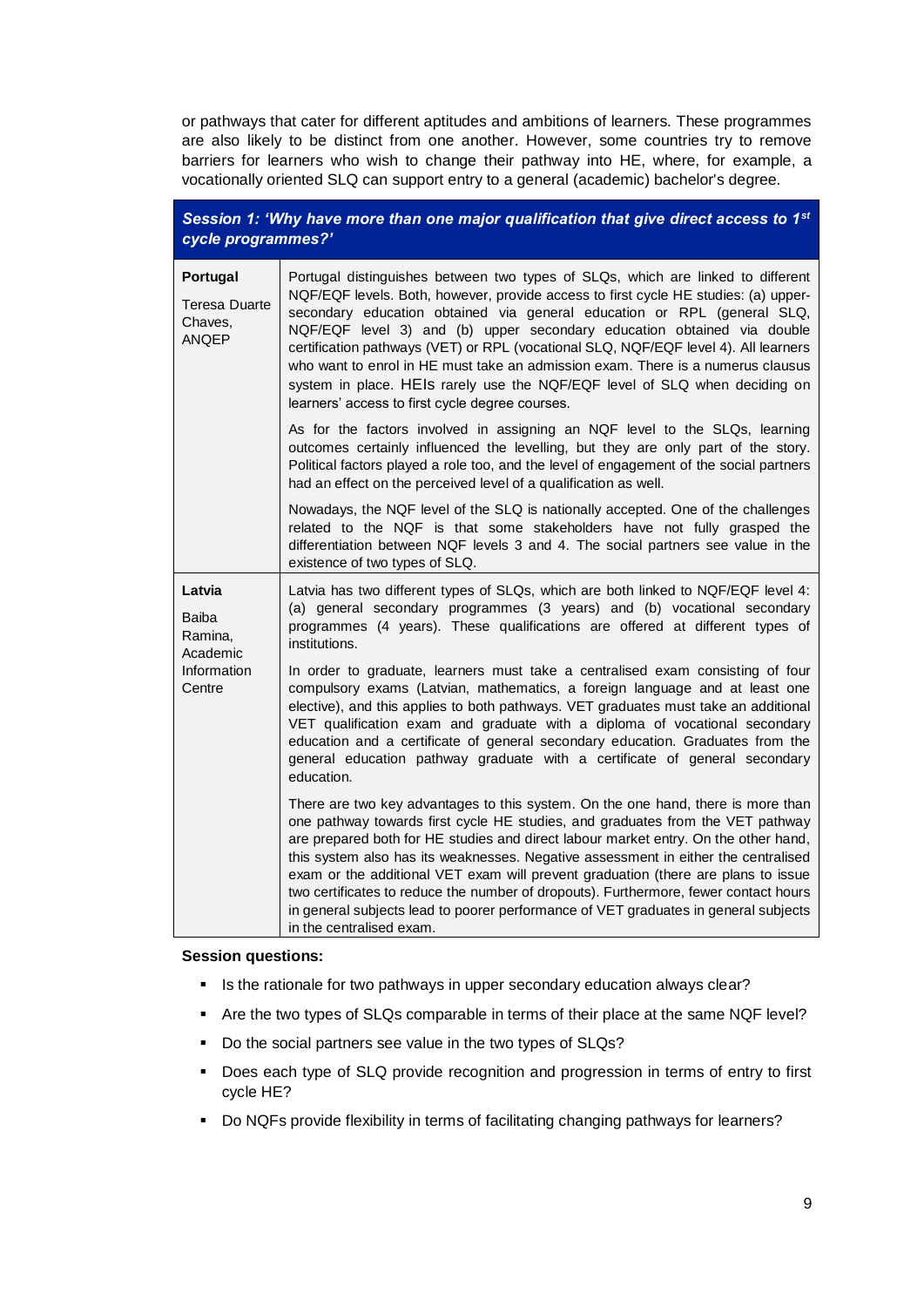or pathways that cater for different aptitudes and ambitions of learners. These programmes are also likely to be distinct from one another. However, some countries try to remove barriers for learners who wish to change their pathway into HE, where, for example, a vocationally oriented SLQ can support entry to a general (academic) bachelor's degree.

| ***Session 1: 'Why have more than one major qualification that give direct access to 1st cycle programmes?'*** | |
|---|---|
| **Portugal**<br><br>Teresa Duarte Chaves, ANQEP | Portugal distinguishes between two types of SLQs, which are linked to different NQF/EQF levels. Both, however, provide access to first cycle HE studies: (a) upper-secondary education obtained via general education or RPL (general SLQ, NQF/EQF level 3) and (b) upper secondary education obtained via double certification pathways (VET) or RPL (vocational SLQ, NQF/EQF level 4). All learners who want to enrol in HE must take an admission exam. There is a numerus clausus system in place. HEIs rarely use the NQF/EQF level of SLQ when deciding on learners' access to first cycle degree courses.<br><br>As for the factors involved in assigning an NQF level to the SLQs, learning outcomes certainly influenced the levelling, but they are only part of the story. Political factors played a role too, and the level of engagement of the social partners had an effect on the perceived level of a qualification as well.<br><br>Nowadays, the NQF level of the SLQ is nationally accepted. One of the challenges related to the NQF is that some stakeholders have not fully grasped the differentiation between NQF levels 3 and 4. The social partners see value in the existence of two types of SLQ. |
| **Latvia**<br><br>Baiba Ramina, Academic Information Centre | Latvia has two different types of SLQs, which are both linked to NQF/EQF level 4: (a) general secondary programmes (3 years) and (b) vocational secondary programmes (4 years). These qualifications are offered at different types of institutions.<br><br>In order to graduate, learners must take a centralised exam consisting of four compulsory exams (Latvian, mathematics, a foreign language and at least one elective), and this applies to both pathways. VET graduates must take an additional VET qualification exam and graduate with a diploma of vocational secondary education and a certificate of general secondary education. Graduates from the general education pathway graduate with a certificate of general secondary education.<br><br>There are two key advantages to this system. On the one hand, there is more than one pathway towards first cycle HE studies, and graduates from the VET pathway are prepared both for HE studies and direct labour market entry. On the other hand, this system also has its weaknesses. Negative assessment in either the centralised exam or the additional VET exam will prevent graduation (there are plans to issue two certificates to reduce the number of dropouts). Furthermore, fewer contact hours in general subjects lead to poorer performance of VET graduates in general subjects in the centralised exam. |

**Session questions:**

- Is the rationale for two pathways in upper secondary education always clear?
- Are the two types of SLQs comparable in terms of their place at the same NQF level?
- Do the social partners see value in the two types of SLQs?
- Does each type of SLQ provide recognition and progression in terms of entry to first cycle HE?
- Do NQFs provide flexibility in terms of facilitating changing pathways for learners?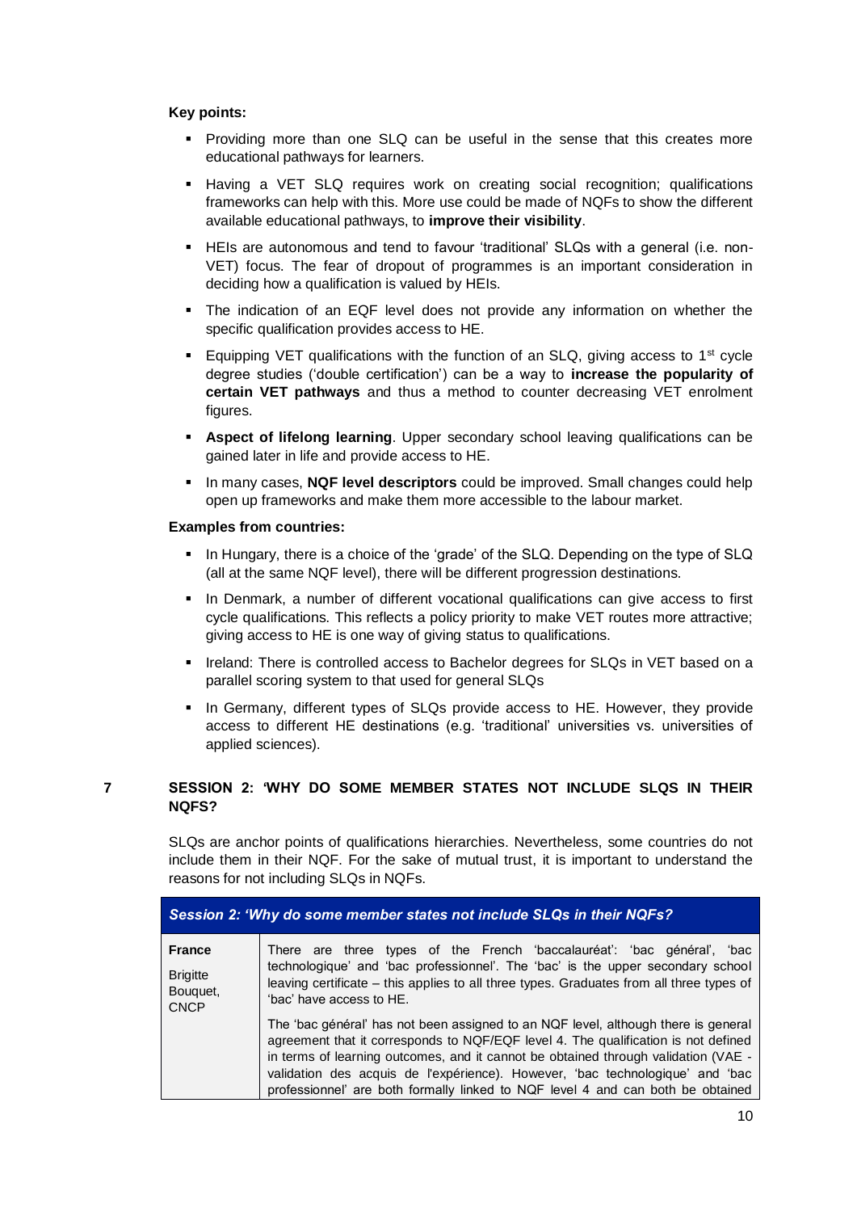**Key points:**

- Providing more than one SLQ can be useful in the sense that this creates more educational pathways for learners.
- Having a VET SLQ requires work on creating social recognition; qualifications frameworks can help with this. More use could be made of NQFs to show the different available educational pathways, to **improve their visibility**.
- HEIs are autonomous and tend to favour 'traditional' SLQs with a general (i.e. non-VET) focus. The fear of dropout of programmes is an important consideration in deciding how a qualification is valued by HEIs.
- The indication of an EQF level does not provide any information on whether the specific qualification provides access to HE.
- Equipping VET qualifications with the function of an SLQ, giving access to 1st cycle degree studies ('double certification') can be a way to **increase the popularity of certain VET pathways** and thus a method to counter decreasing VET enrolment figures.
- **Aspect of lifelong learning**. Upper secondary school leaving qualifications can be gained later in life and provide access to HE.
- In many cases, **NQF level descriptors** could be improved. Small changes could help open up frameworks and make them more accessible to the labour market.

**Examples from countries:**

- In Hungary, there is a choice of the 'grade' of the SLQ. Depending on the type of SLQ (all at the same NQF level), there will be different progression destinations.
- In Denmark, a number of different vocational qualifications can give access to first cycle qualifications. This reflects a policy priority to make VET routes more attractive; giving access to HE is one way of giving status to qualifications.
- Ireland: There is controlled access to Bachelor degrees for SLQs in VET based on a parallel scoring system to that used for general SLQs
- In Germany, different types of SLQs provide access to HE. However, they provide access to different HE destinations (e.g. 'traditional' universities vs. universities of applied sciences).

## 7 SESSION 2: 'WHY DO SOME MEMBER STATES NOT INCLUDE SLQS IN THEIR NQFS?

SLQs are anchor points of qualifications hierarchies. Nevertheless, some countries do not include them in their NQF. For the sake of mutual trust, it is important to understand the reasons for not including SLQs in NQFs.

| *Session 2: 'Why do some member states not include SLQs in their NQFs?* | |
|---|---|
| **France**<br><br>Brigitte Bouquet, CNCP | There are three types of the French 'baccalauréat': 'bac général', 'bac technologique' and 'bac professionnel'. The 'bac' is the upper secondary school leaving certificate – this applies to all three types. Graduates from all three types of 'bac' have access to HE.<br><br>The 'bac général' has not been assigned to an NQF level, although there is general agreement that it corresponds to NQF/EQF level 4. The qualification is not defined in terms of learning outcomes, and it cannot be obtained through validation (VAE - validation des acquis de l'expérience). However, 'bac technologique' and 'bac professionnel' are both formally linked to NQF level 4 and can both be obtained |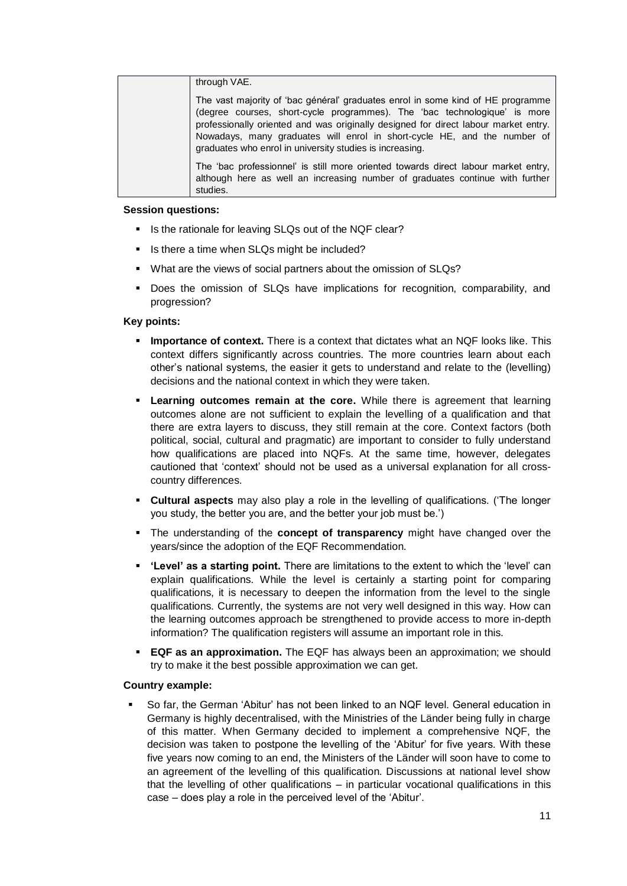| | through VAE.<br><br>The vast majority of 'bac général' graduates enrol in some kind of HE programme (degree courses, short-cycle programmes). The 'bac technologique' is more professionally oriented and was originally designed for direct labour market entry. Nowadays, many graduates will enrol in short-cycle HE, and the number of graduates who enrol in university studies is increasing.<br><br>The 'bac professionnel' is still more oriented towards direct labour market entry, although here as well an increasing number of graduates continue with further studies. |
|---|---|

**Session questions:**

- Is the rationale for leaving SLQs out of the NQF clear?
- Is there a time when SLQs might be included?
- What are the views of social partners about the omission of SLQs?
- Does the omission of SLQs have implications for recognition, comparability, and progression?

**Key points:**

- **Importance of context.** There is a context that dictates what an NQF looks like. This context differs significantly across countries. The more countries learn about each other's national systems, the easier it gets to understand and relate to the (levelling) decisions and the national context in which they were taken.
- **Learning outcomes remain at the core.** While there is agreement that learning outcomes alone are not sufficient to explain the levelling of a qualification and that there are extra layers to discuss, they still remain at the core. Context factors (both political, social, cultural and pragmatic) are important to consider to fully understand how qualifications are placed into NQFs. At the same time, however, delegates cautioned that 'context' should not be used as a universal explanation for all cross-country differences.
- **Cultural aspects** may also play a role in the levelling of qualifications. ('The longer you study, the better you are, and the better your job must be.')
- The understanding of the **concept of transparency** might have changed over the years/since the adoption of the EQF Recommendation.
- **'Level' as a starting point.** There are limitations to the extent to which the 'level' can explain qualifications. While the level is certainly a starting point for comparing qualifications, it is necessary to deepen the information from the level to the single qualifications. Currently, the systems are not very well designed in this way. How can the learning outcomes approach be strengthened to provide access to more in-depth information? The qualification registers will assume an important role in this.
- **EQF as an approximation.** The EQF has always been an approximation; we should try to make it the best possible approximation we can get.

**Country example:**

- So far, the German 'Abitur' has not been linked to an NQF level. General education in Germany is highly decentralised, with the Ministries of the Länder being fully in charge of this matter. When Germany decided to implement a comprehensive NQF, the decision was taken to postpone the levelling of the 'Abitur' for five years. With these five years now coming to an end, the Ministers of the Länder will soon have to come to an agreement of the levelling of this qualification. Discussions at national level show that the levelling of other qualifications – in particular vocational qualifications in this case – does play a role in the perceived level of the 'Abitur'.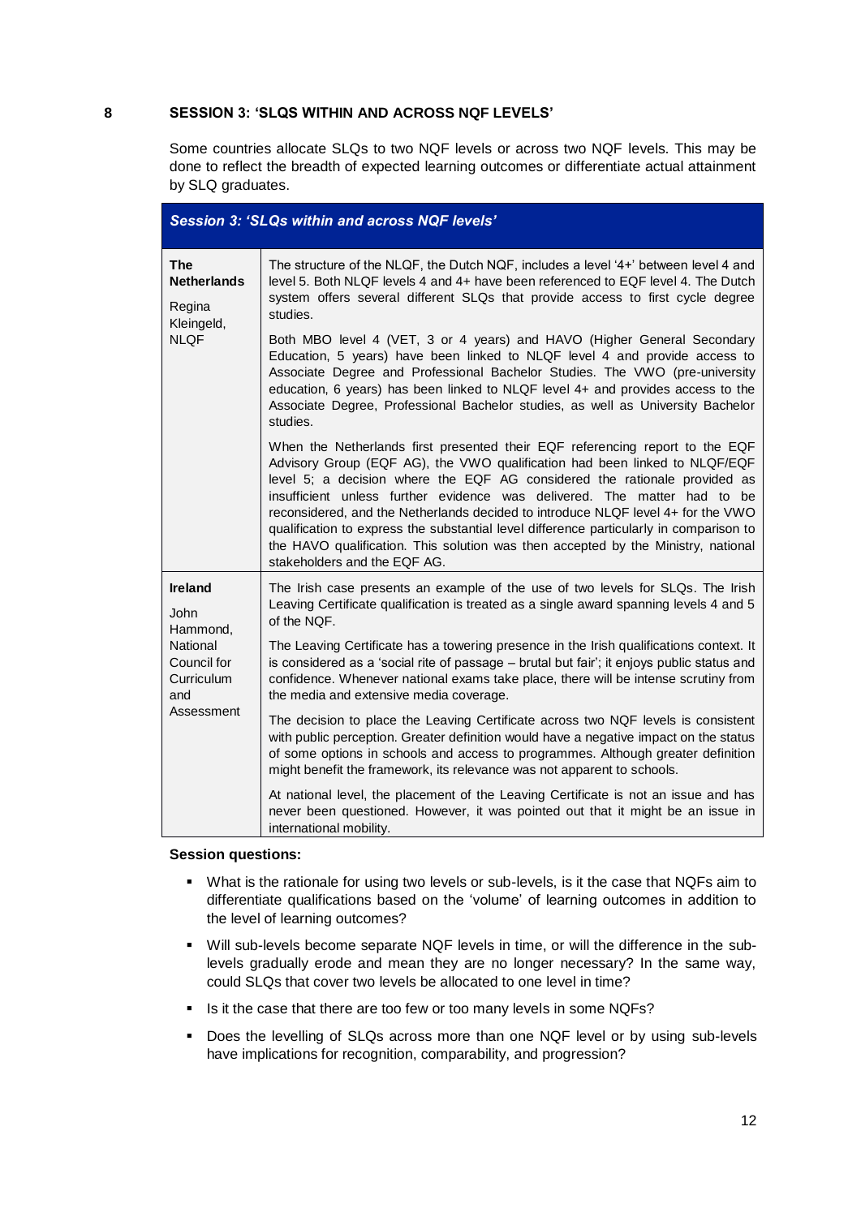## 8 SESSION 3: 'SLQS WITHIN AND ACROSS NQF LEVELS'

Some countries allocate SLQs to two NQF levels or across two NQF levels. This may be done to reflect the breadth of expected learning outcomes or differentiate actual attainment by SLQ graduates.

| ***Session 3: 'SLQs within and across NQF levels'*** | |
|---|---|
| **The Netherlands**<br><br>Regina Kleingeld, NLQF | The structure of the NLQF, the Dutch NQF, includes a level '4+' between level 4 and level 5. Both NLQF levels 4 and 4+ have been referenced to EQF level 4. The Dutch system offers several different SLQs that provide access to first cycle degree studies.<br><br>Both MBO level 4 (VET, 3 or 4 years) and HAVO (Higher General Secondary Education, 5 years) have been linked to NLQF level 4 and provide access to Associate Degree and Professional Bachelor Studies. The VWO (pre-university education, 6 years) has been linked to NLQF level 4+ and provides access to the Associate Degree, Professional Bachelor studies, as well as University Bachelor studies.<br><br>When the Netherlands first presented their EQF referencing report to the EQF Advisory Group (EQF AG), the VWO qualification had been linked to NLQF/EQF level 5; a decision where the EQF AG considered the rationale provided as insufficient unless further evidence was delivered. The matter had to be reconsidered, and the Netherlands decided to introduce NLQF level 4+ for the VWO qualification to express the substantial level difference particularly in comparison to the HAVO qualification. This solution was then accepted by the Ministry, national stakeholders and the EQF AG. |
| **Ireland**<br><br>John Hammond, National Council for Curriculum and Assessment | The Irish case presents an example of the use of two levels for SLQs. The Irish Leaving Certificate qualification is treated as a single award spanning levels 4 and 5 of the NQF.<br><br>The Leaving Certificate has a towering presence in the Irish qualifications context. It is considered as a 'social rite of passage – brutal but fair'; it enjoys public status and confidence. Whenever national exams take place, there will be intense scrutiny from the media and extensive media coverage.<br><br>The decision to place the Leaving Certificate across two NQF levels is consistent with public perception. Greater definition would have a negative impact on the status of some options in schools and access to programmes. Although greater definition might benefit the framework, its relevance was not apparent to schools.<br><br>At national level, the placement of the Leaving Certificate is not an issue and has never been questioned. However, it was pointed out that it might be an issue in international mobility. |

**Session questions:**

- What is the rationale for using two levels or sub-levels, is it the case that NQFs aim to differentiate qualifications based on the 'volume' of learning outcomes in addition to the level of learning outcomes?
- Will sub-levels become separate NQF levels in time, or will the difference in the sub-levels gradually erode and mean they are no longer necessary? In the same way, could SLQs that cover two levels be allocated to one level in time?
- Is it the case that there are too few or too many levels in some NQFs?
- Does the levelling of SLQs across more than one NQF level or by using sub-levels have implications for recognition, comparability, and progression?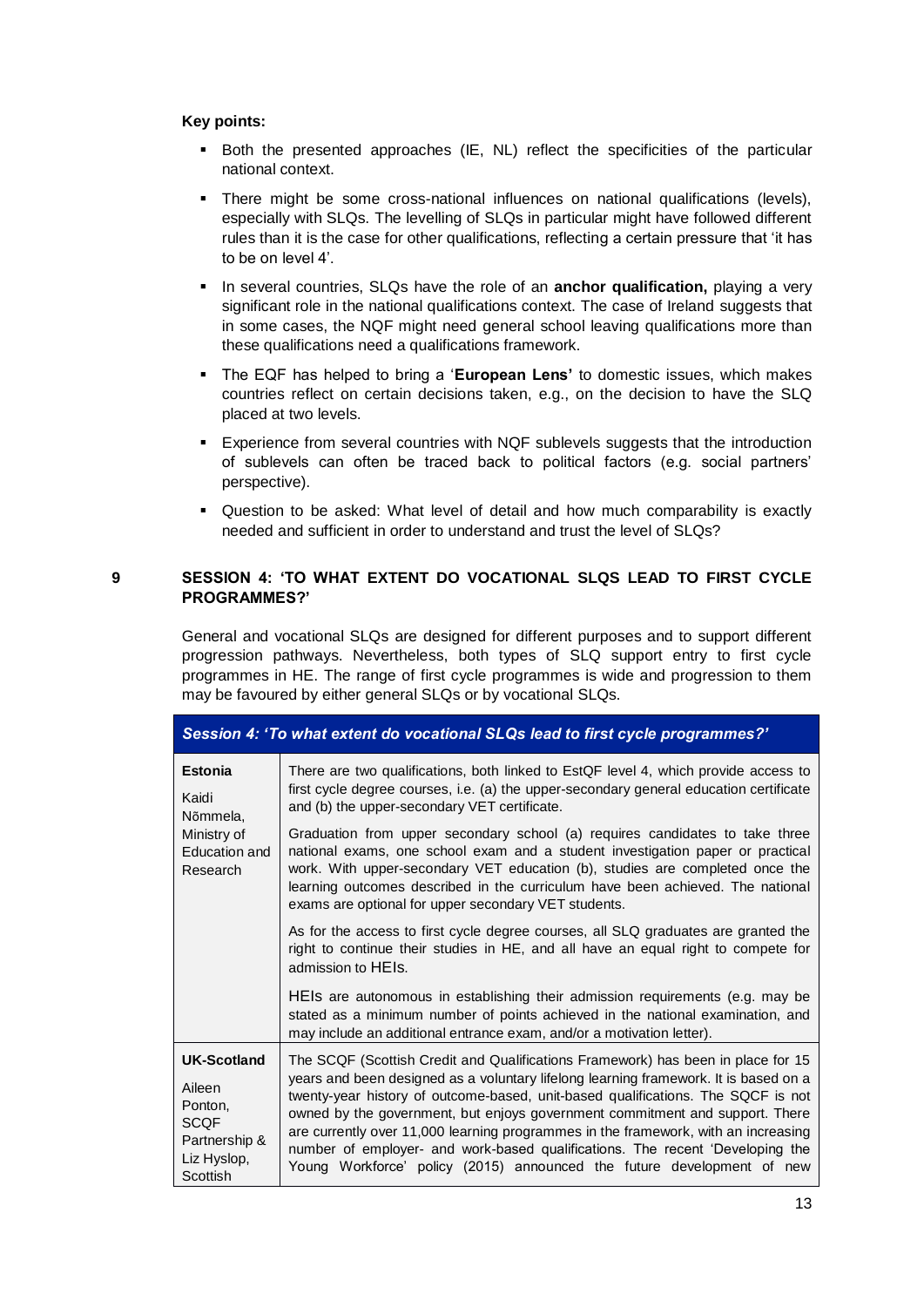**Key points:**

- Both the presented approaches (IE, NL) reflect the specificities of the particular national context.
- There might be some cross-national influences on national qualifications (levels), especially with SLQs. The levelling of SLQs in particular might have followed different rules than it is the case for other qualifications, reflecting a certain pressure that 'it has to be on level 4'.
- In several countries, SLQs have the role of an **anchor qualification,** playing a very significant role in the national qualifications context. The case of Ireland suggests that in some cases, the NQF might need general school leaving qualifications more than these qualifications need a qualifications framework.
- The EQF has helped to bring a '**European Lens'** to domestic issues, which makes countries reflect on certain decisions taken, e.g., on the decision to have the SLQ placed at two levels.
- Experience from several countries with NQF sublevels suggests that the introduction of sublevels can often be traced back to political factors (e.g. social partners' perspective).
- Question to be asked: What level of detail and how much comparability is exactly needed and sufficient in order to understand and trust the level of SLQs?

## 9 SESSION 4: 'TO WHAT EXTENT DO VOCATIONAL SLQS LEAD TO FIRST CYCLE PROGRAMMES?'

General and vocational SLQs are designed for different purposes and to support different progression pathways. Nevertheless, both types of SLQ support entry to first cycle programmes in HE. The range of first cycle programmes is wide and progression to them may be favoured by either general SLQs or by vocational SLQs.

| *Session 4: 'To what extent do vocational SLQs lead to first cycle programmes?'* | |
|---|---|
| **Estonia**<br><br>Kaidi Nõmmela, Ministry of Education and Research | There are two qualifications, both linked to EstQF level 4, which provide access to first cycle degree courses, i.e. (a) the upper-secondary general education certificate and (b) the upper-secondary VET certificate.<br><br>Graduation from upper secondary school (a) requires candidates to take three national exams, one school exam and a student investigation paper or practical work. With upper-secondary VET education (b), studies are completed once the learning outcomes described in the curriculum have been achieved. The national exams are optional for upper secondary VET students.<br><br>As for the access to first cycle degree courses, all SLQ graduates are granted the right to continue their studies in HE, and all have an equal right to compete for admission to HEIs.<br><br>HEIs are autonomous in establishing their admission requirements (e.g. may be stated as a minimum number of points achieved in the national examination, and may include an additional entrance exam, and/or a motivation letter). |
| **UK-Scotland**<br><br>Aileen Ponton, SCQF Partnership & Liz Hyslop, Scottish | The SCQF (Scottish Credit and Qualifications Framework) has been in place for 15 years and been designed as a voluntary lifelong learning framework. It is based on a twenty-year history of outcome-based, unit-based qualifications. The SQCF is not owned by the government, but enjoys government commitment and support. There are currently over 11,000 learning programmes in the framework, with an increasing number of employer- and work-based qualifications. The recent 'Developing the Young Workforce' policy (2015) announced the future development of new |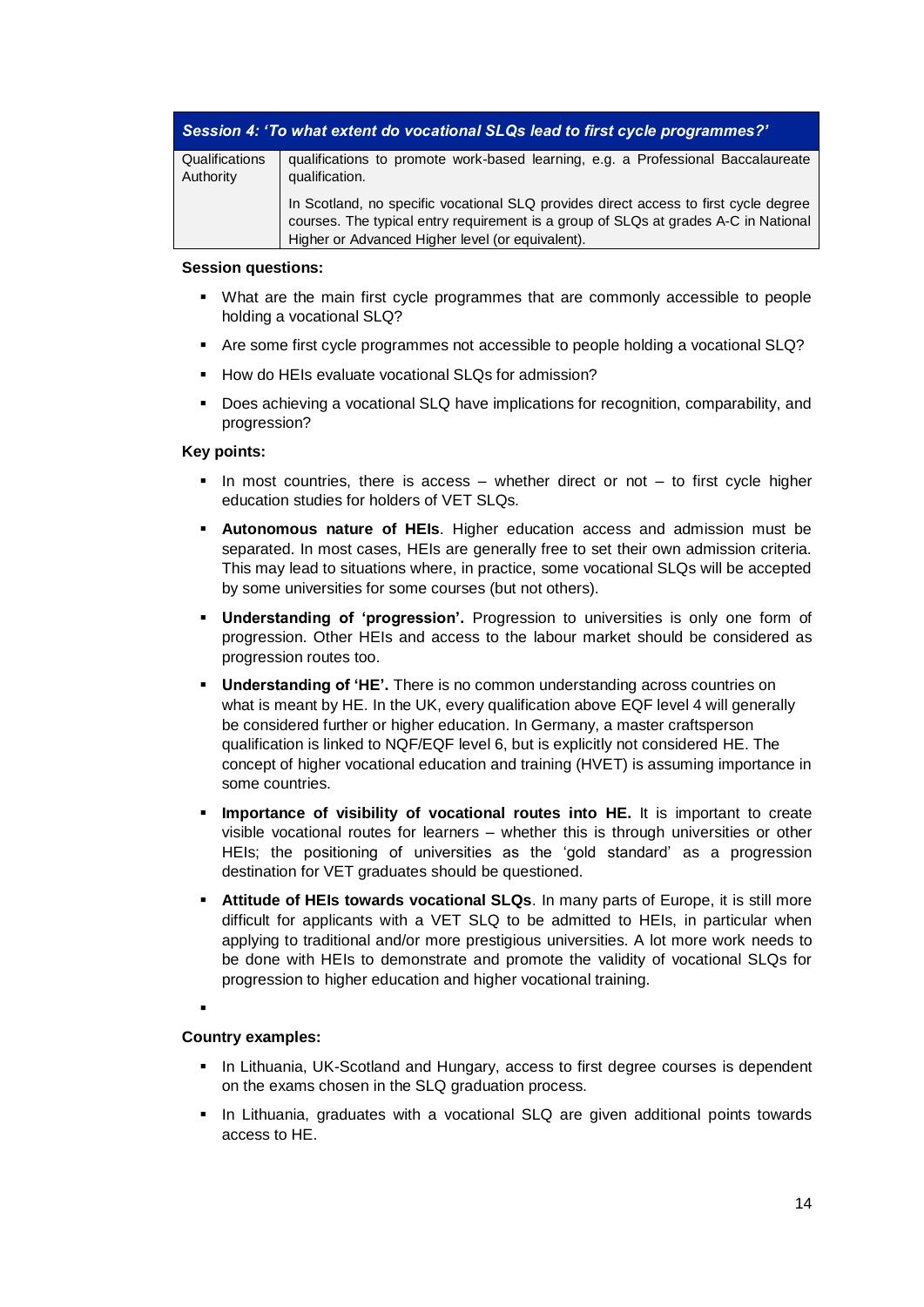| Session 4: ‘To what extent do vocational SLQs lead to first cycle programmes?’ | |
|---|---|
| Qualifications Authority | qualifications to promote work-based learning, e.g. a Professional Baccalaureate qualification.<br><br>In Scotland, no specific vocational SLQ provides direct access to first cycle degree courses. The typical entry requirement is a group of SLQs at grades A-C in National Higher or Advanced Higher level (or equivalent). |

**Session questions:**

- What are the main first cycle programmes that are commonly accessible to people holding a vocational SLQ?
- Are some first cycle programmes not accessible to people holding a vocational SLQ?
- How do HEIs evaluate vocational SLQs for admission?
- Does achieving a vocational SLQ have implications for recognition, comparability, and progression?

**Key points:**

- In most countries, there is access – whether direct or not – to first cycle higher education studies for holders of VET SLQs.
- **Autonomous nature of HEIs**. Higher education access and admission must be separated. In most cases, HEIs are generally free to set their own admission criteria. This may lead to situations where, in practice, some vocational SLQs will be accepted by some universities for some courses (but not others).
- **Understanding of ‘progression’.** Progression to universities is only one form of progression. Other HEIs and access to the labour market should be considered as progression routes too.
- **Understanding of ‘HE’.** There is no common understanding across countries on what is meant by HE. In the UK, every qualification above EQF level 4 will generally be considered further or higher education. In Germany, a master craftsperson qualification is linked to NQF/EQF level 6, but is explicitly not considered HE. The concept of higher vocational education and training (HVET) is assuming importance in some countries.
- **Importance of visibility of vocational routes into HE.** It is important to create visible vocational routes for learners – whether this is through universities or other HEIs; the positioning of universities as the ‘gold standard’ as a progression destination for VET graduates should be questioned.
- **Attitude of HEIs towards vocational SLQs**. In many parts of Europe, it is still more difficult for applicants with a VET SLQ to be admitted to HEIs, in particular when applying to traditional and/or more prestigious universities. A lot more work needs to be done with HEIs to demonstrate and promote the validity of vocational SLQs for progression to higher education and higher vocational training.
-

**Country examples:**

- In Lithuania, UK-Scotland and Hungary, access to first degree courses is dependent on the exams chosen in the SLQ graduation process.
- In Lithuania, graduates with a vocational SLQ are given additional points towards access to HE.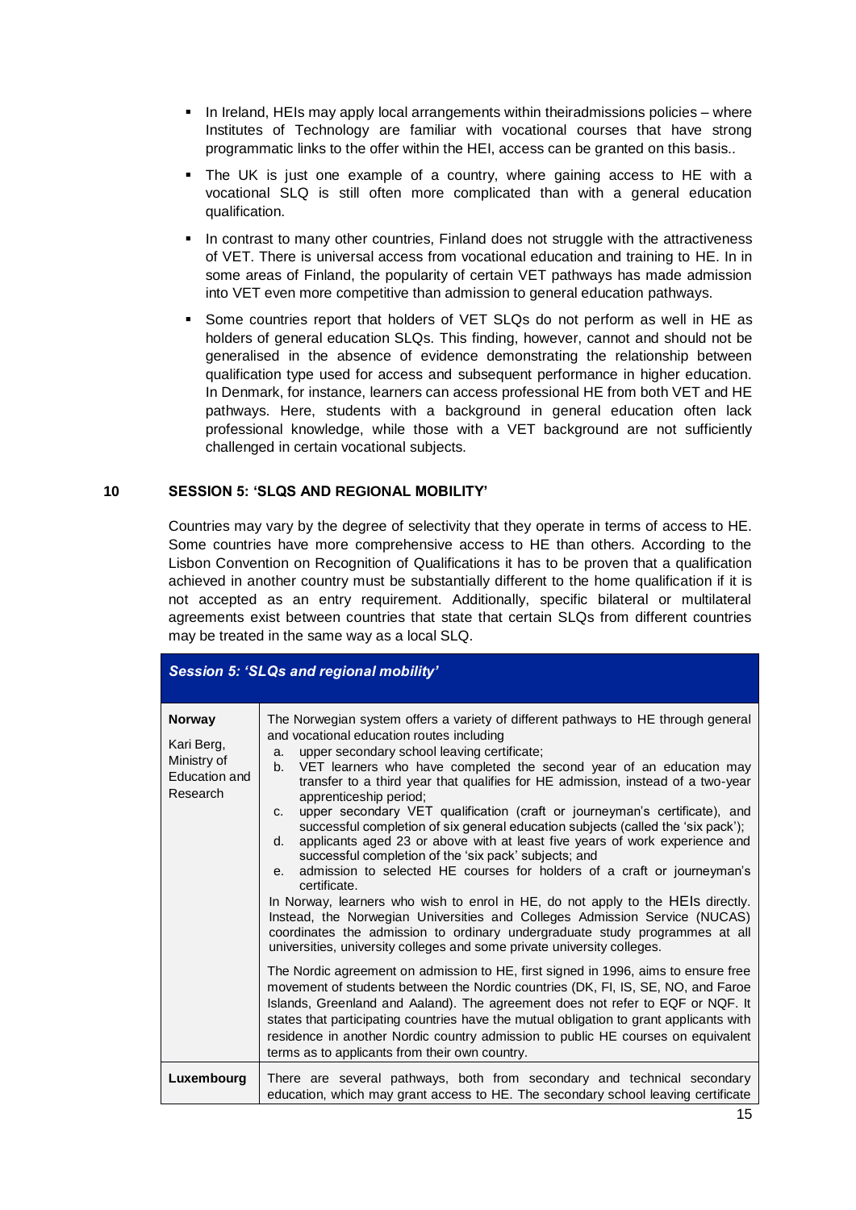- In Ireland, HEIs may apply local arrangements within theiradmissions policies – where Institutes of Technology are familiar with vocational courses that have strong programmatic links to the offer within the HEI, access can be granted on this basis..
- The UK is just one example of a country, where gaining access to HE with a vocational SLQ is still often more complicated than with a general education qualification.
- In contrast to many other countries, Finland does not struggle with the attractiveness of VET. There is universal access from vocational education and training to HE. In in some areas of Finland, the popularity of certain VET pathways has made admission into VET even more competitive than admission to general education pathways.
- Some countries report that holders of VET SLQs do not perform as well in HE as holders of general education SLQs. This finding, however, cannot and should not be generalised in the absence of evidence demonstrating the relationship between qualification type used for access and subsequent performance in higher education. In Denmark, for instance, learners can access professional HE from both VET and HE pathways. Here, students with a background in general education often lack professional knowledge, while those with a VET background are not sufficiently challenged in certain vocational subjects.

## 10 SESSION 5: 'SLQS AND REGIONAL MOBILITY'

Countries may vary by the degree of selectivity that they operate in terms of access to HE. Some countries have more comprehensive access to HE than others. According to the Lisbon Convention on Recognition of Qualifications it has to be proven that a qualification achieved in another country must be substantially different to the home qualification if it is not accepted as an entry requirement. Additionally, specific bilateral or multilateral agreements exist between countries that state that certain SLQs from different countries may be treated in the same way as a local SLQ.

| *Session 5: 'SLQs and regional mobility'* | |
|---|---|
| **Norway**<br>Kari Berg, Ministry of Education and Research | The Norwegian system offers a variety of different pathways to HE through general and vocational education routes including<br>a. upper secondary school leaving certificate;<br>b. VET learners who have completed the second year of an education may transfer to a third year that qualifies for HE admission, instead of a two-year apprenticeship period;<br>c. upper secondary VET qualification (craft or journeyman's certificate), and successful completion of six general education subjects (called the 'six pack');<br>d. applicants aged 23 or above with at least five years of work experience and successful completion of the 'six pack' subjects; and<br>e. admission to selected HE courses for holders of a craft or journeyman's certificate.<br>In Norway, learners who wish to enrol in HE, do not apply to the HEIs directly. Instead, the Norwegian Universities and Colleges Admission Service (NUCAS) coordinates the admission to ordinary undergraduate study programmes at all universities, university colleges and some private university colleges.<br><br>The Nordic agreement on admission to HE, first signed in 1996, aims to ensure free movement of students between the Nordic countries (DK, FI, IS, SE, NO, and Faroe Islands, Greenland and Aaland). The agreement does not refer to EQF or NQF. It states that participating countries have the mutual obligation to grant applicants with residence in another Nordic country admission to public HE courses on equivalent terms as to applicants from their own country. |
| **Luxembourg** | There are several pathways, both from secondary and technical secondary education, which may grant access to HE. The secondary school leaving certificate |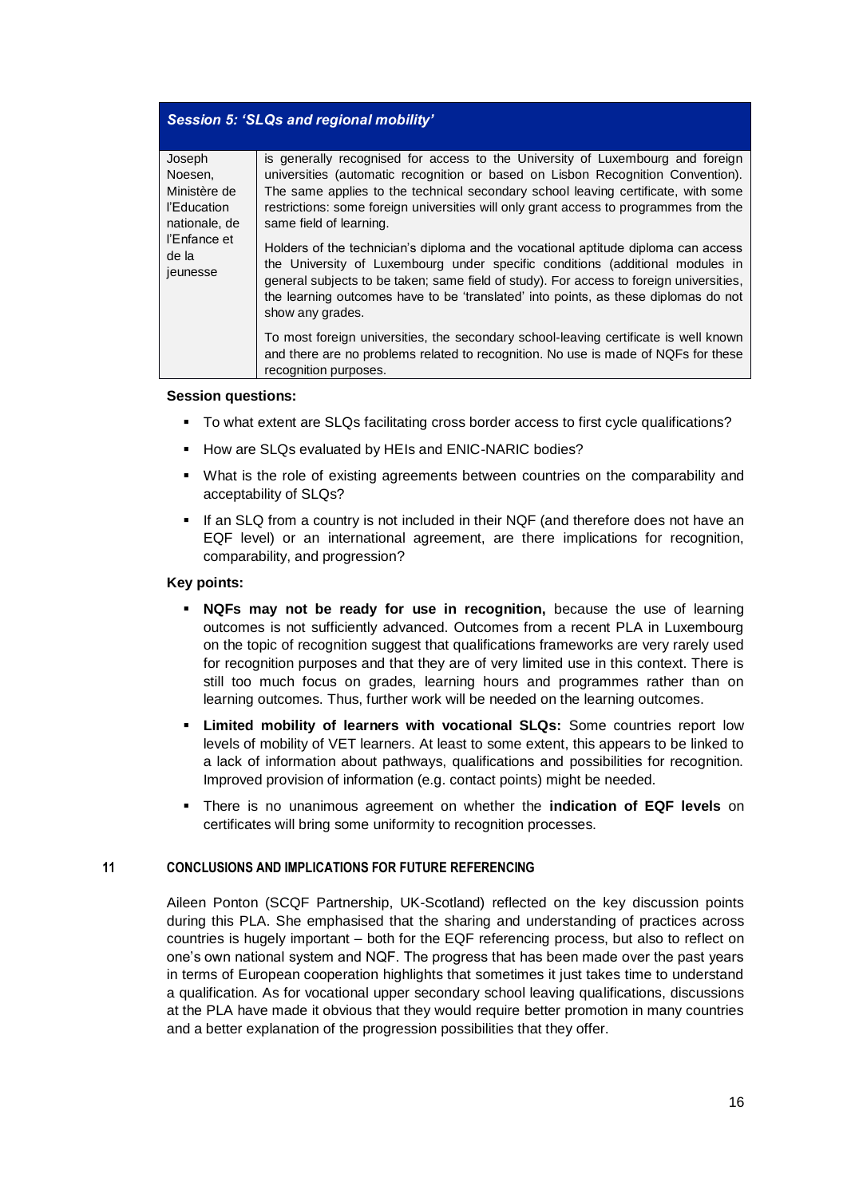| Session 5: 'SLQs and regional mobility' | |
|---|---|
| Joseph Noesen, Ministère de l'Education nationale, de l'Enfance et de la jeunesse | is generally recognised for access to the University of Luxembourg and foreign universities (automatic recognition or based on Lisbon Recognition Convention). The same applies to the technical secondary school leaving certificate, with some restrictions: some foreign universities will only grant access to programmes from the same field of learning.<br><br>Holders of the technician's diploma and the vocational aptitude diploma can access the University of Luxembourg under specific conditions (additional modules in general subjects to be taken; same field of study). For access to foreign universities, the learning outcomes have to be 'translated' into points, as these diplomas do not show any grades.<br><br>To most foreign universities, the secondary school-leaving certificate is well known and there are no problems related to recognition. No use is made of NQFs for these recognition purposes. |

**Session questions:**

- To what extent are SLQs facilitating cross border access to first cycle qualifications?
- How are SLQs evaluated by HEIs and ENIC-NARIC bodies?
- What is the role of existing agreements between countries on the comparability and acceptability of SLQs?
- If an SLQ from a country is not included in their NQF (and therefore does not have an EQF level) or an international agreement, are there implications for recognition, comparability, and progression?

**Key points:**

- **NQFs may not be ready for use in recognition,** because the use of learning outcomes is not sufficiently advanced. Outcomes from a recent PLA in Luxembourg on the topic of recognition suggest that qualifications frameworks are very rarely used for recognition purposes and that they are of very limited use in this context. There is still too much focus on grades, learning hours and programmes rather than on learning outcomes. Thus, further work will be needed on the learning outcomes.
- **Limited mobility of learners with vocational SLQs:** Some countries report low levels of mobility of VET learners. At least to some extent, this appears to be linked to a lack of information about pathways, qualifications and possibilities for recognition. Improved provision of information (e.g. contact points) might be needed.
- There is no unanimous agreement on whether the **indication of EQF levels** on certificates will bring some uniformity to recognition processes.

## 11 CONCLUSIONS AND IMPLICATIONS FOR FUTURE REFERENCING

Aileen Ponton (SCQF Partnership, UK-Scotland) reflected on the key discussion points during this PLA. She emphasised that the sharing and understanding of practices across countries is hugely important – both for the EQF referencing process, but also to reflect on one's own national system and NQF. The progress that has been made over the past years in terms of European cooperation highlights that sometimes it just takes time to understand a qualification. As for vocational upper secondary school leaving qualifications, discussions at the PLA have made it obvious that they would require better promotion in many countries and a better explanation of the progression possibilities that they offer.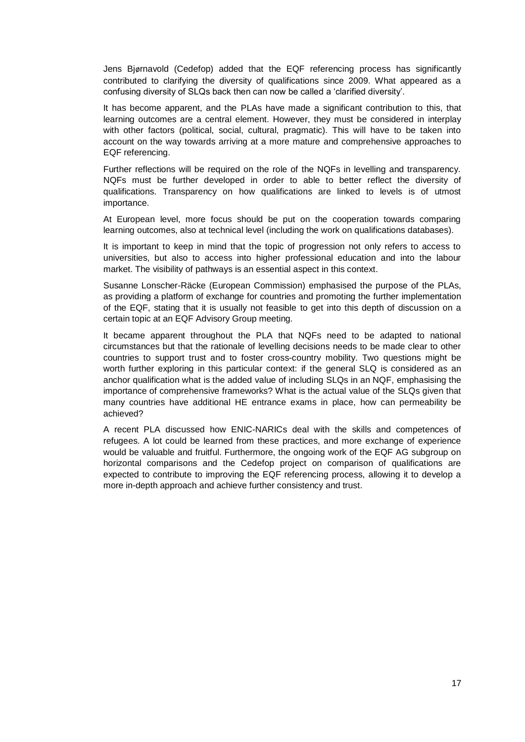Jens Bjørnavold (Cedefop) added that the EQF referencing process has significantly contributed to clarifying the diversity of qualifications since 2009. What appeared as a confusing diversity of SLQs back then can now be called a 'clarified diversity'.

It has become apparent, and the PLAs have made a significant contribution to this, that learning outcomes are a central element. However, they must be considered in interplay with other factors (political, social, cultural, pragmatic). This will have to be taken into account on the way towards arriving at a more mature and comprehensive approaches to EQF referencing.

Further reflections will be required on the role of the NQFs in levelling and transparency. NQFs must be further developed in order to able to better reflect the diversity of qualifications. Transparency on how qualifications are linked to levels is of utmost importance.

At European level, more focus should be put on the cooperation towards comparing learning outcomes, also at technical level (including the work on qualifications databases).

It is important to keep in mind that the topic of progression not only refers to access to universities, but also to access into higher professional education and into the labour market. The visibility of pathways is an essential aspect in this context.

Susanne Lonscher-Räcke (European Commission) emphasised the purpose of the PLAs, as providing a platform of exchange for countries and promoting the further implementation of the EQF, stating that it is usually not feasible to get into this depth of discussion on a certain topic at an EQF Advisory Group meeting.

It became apparent throughout the PLA that NQFs need to be adapted to national circumstances but that the rationale of levelling decisions needs to be made clear to other countries to support trust and to foster cross-country mobility. Two questions might be worth further exploring in this particular context: if the general SLQ is considered as an anchor qualification what is the added value of including SLQs in an NQF, emphasising the importance of comprehensive frameworks? What is the actual value of the SLQs given that many countries have additional HE entrance exams in place, how can permeability be achieved?

A recent PLA discussed how ENIC-NARICs deal with the skills and competences of refugees. A lot could be learned from these practices, and more exchange of experience would be valuable and fruitful. Furthermore, the ongoing work of the EQF AG subgroup on horizontal comparisons and the Cedefop project on comparison of qualifications are expected to contribute to improving the EQF referencing process, allowing it to develop a more in-depth approach and achieve further consistency and trust.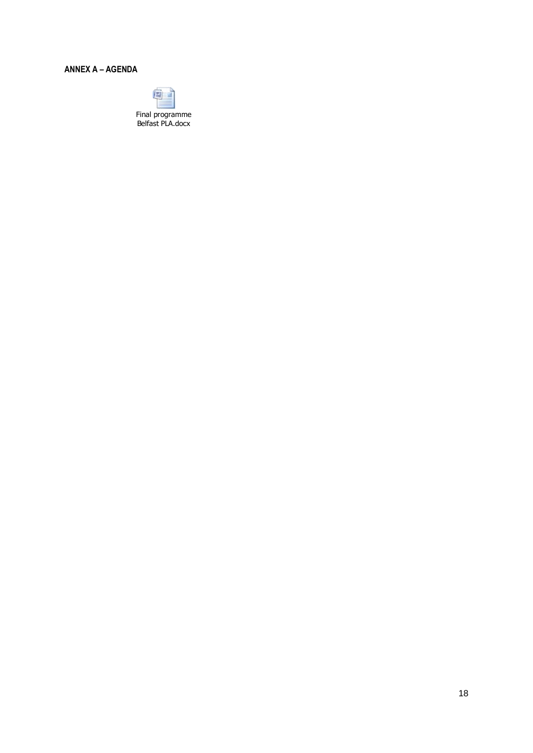**ANNEX A – AGENDA**

Final programme
Belfast PLA.docx